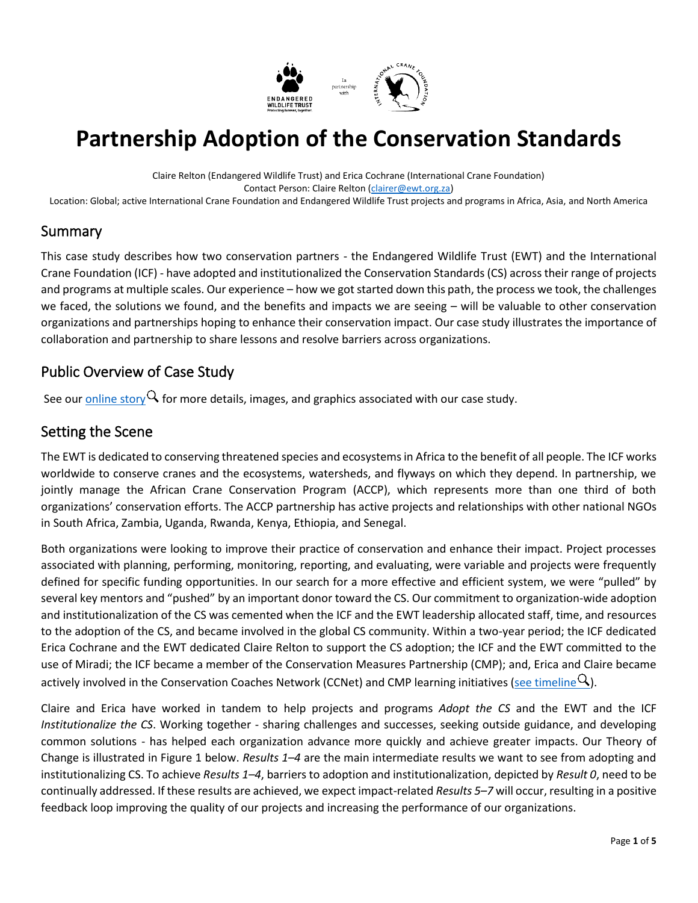# Partnership Adoption of the Conservation Standards

Claire Relton (Endangered Wildlife Trust) and Erica Cochrane (International Crane Foundation)
Contact Person: Claire Relton (clairer@ewt.org.za)
Location: Global; active International Crane Foundation and Endangered Wildlife Trust projects and programs in Africa, Asia, and North America

## Summary

This case study describes how two conservation partners - the Endangered Wildlife Trust (EWT) and the International Crane Foundation (ICF) - have adopted and institutionalized the Conservation Standards (CS) across their range of projects and programs at multiple scales. Our experience – how we got started down this path, the process we took, the challenges we faced, the solutions we found, and the benefits and impacts we are seeing – will be valuable to other conservation organizations and partnerships hoping to enhance their conservation impact. Our case study illustrates the importance of collaboration and partnership to share lessons and resolve barriers across organizations.

## Public Overview of Case Study

See our online story for more details, images, and graphics associated with our case study.

## Setting the Scene

The EWT is dedicated to conserving threatened species and ecosystems in Africa to the benefit of all people. The ICF works worldwide to conserve cranes and the ecosystems, watersheds, and flyways on which they depend. In partnership, we jointly manage the African Crane Conservation Program (ACCP), which represents more than one third of both organizations' conservation efforts. The ACCP partnership has active projects and relationships with other national NGOs in South Africa, Zambia, Uganda, Rwanda, Kenya, Ethiopia, and Senegal.

Both organizations were looking to improve their practice of conservation and enhance their impact. Project processes associated with planning, performing, monitoring, reporting, and evaluating, were variable and projects were frequently defined for specific funding opportunities. In our search for a more effective and efficient system, we were "pulled" by several key mentors and "pushed" by an important donor toward the CS. Our commitment to organization-wide adoption and institutionalization of the CS was cemented when the ICF and the EWT leadership allocated staff, time, and resources to the adoption of the CS, and became involved in the global CS community. Within a two-year period; the ICF dedicated Erica Cochrane and the EWT dedicated Claire Relton to support the CS adoption; the ICF and the EWT committed to the use of Miradi; the ICF became a member of the Conservation Measures Partnership (CMP); and, Erica and Claire became actively involved in the Conservation Coaches Network (CCNet) and CMP learning initiatives (see timeline).

Claire and Erica have worked in tandem to help projects and programs *Adopt the CS* and the EWT and the ICF *Institutionalize the CS*. Working together - sharing challenges and successes, seeking outside guidance, and developing common solutions - has helped each organization advance more quickly and achieve greater impacts. Our Theory of Change is illustrated in Figure 1 below. *Results 1–4* are the main intermediate results we want to see from adopting and institutionalizing CS. To achieve *Results 1–4*, barriers to adoption and institutionalization, depicted by *Result 0*, need to be continually addressed. If these results are achieved, we expect impact-related *Results 5–7* will occur, resulting in a positive feedback loop improving the quality of our projects and increasing the performance of our organizations.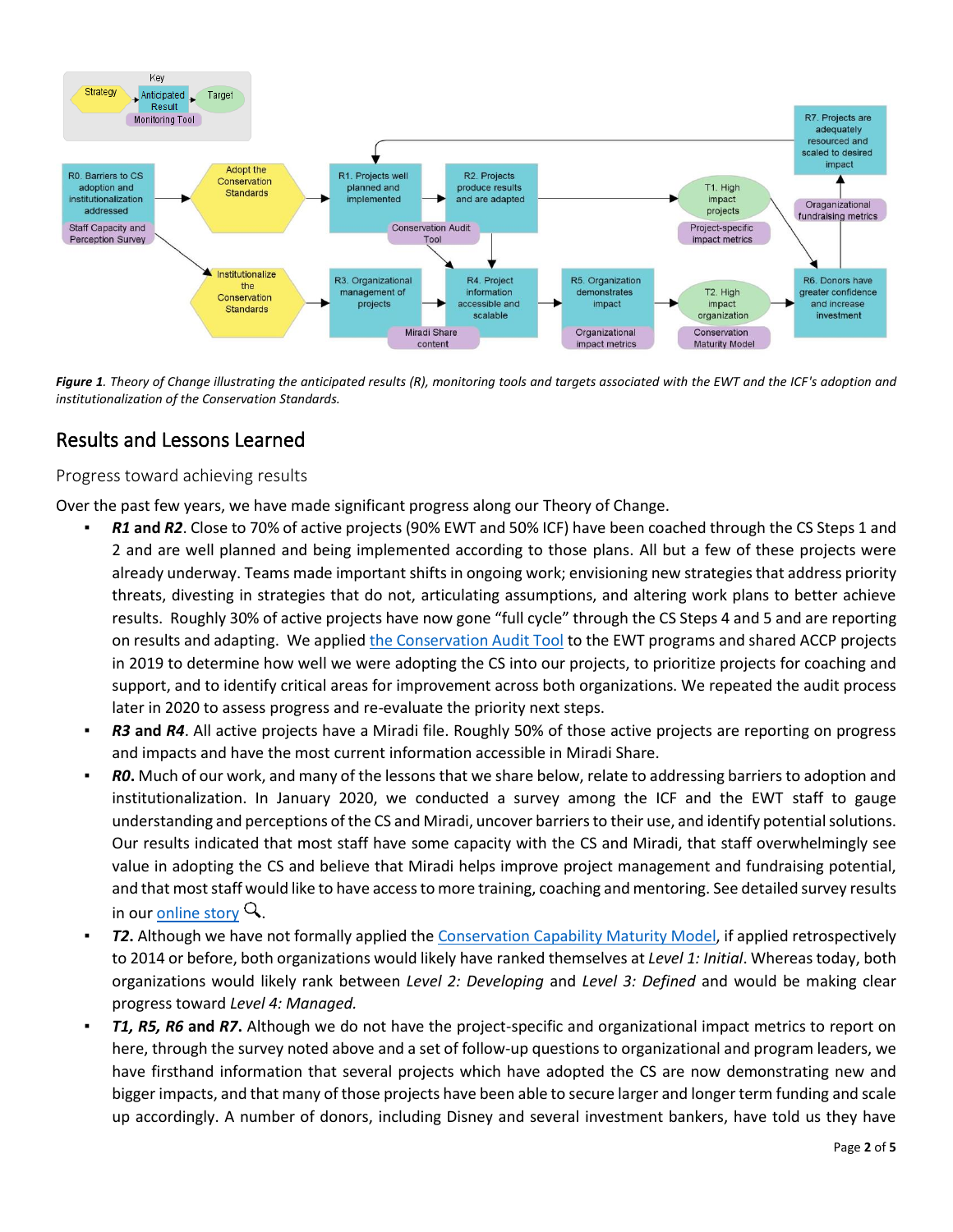*Figure 1. Theory of Change illustrating the anticipated results (R), monitoring tools and targets associated with the EWT and the ICF's adoption and institutionalization of the Conservation Standards.*

## Results and Lessons Learned

### Progress toward achieving results

Over the past few years, we have made significant progress along our Theory of Change.

- ***R1* and *R2***. Close to 70% of active projects (90% EWT and 50% ICF) have been coached through the CS Steps 1 and 2 and are well planned and being implemented according to those plans. All but a few of these projects were already underway. Teams made important shifts in ongoing work; envisioning new strategies that address priority threats, divesting in strategies that do not, articulating assumptions, and altering work plans to better achieve results. Roughly 30% of active projects have now gone "full cycle" through the CS Steps 4 and 5 and are reporting on results and adapting. We applied the Conservation Audit Tool to the EWT programs and shared ACCP projects in 2019 to determine how well we were adopting the CS into our projects, to prioritize projects for coaching and support, and to identify critical areas for improvement across both organizations. We repeated the audit process later in 2020 to assess progress and re-evaluate the priority next steps.
- ***R3* and *R4***. All active projects have a Miradi file. Roughly 50% of those active projects are reporting on progress and impacts and have the most current information accessible in Miradi Share.
- ***R0***. Much of our work, and many of the lessons that we share below, relate to addressing barriers to adoption and institutionalization. In January 2020, we conducted a survey among the ICF and the EWT staff to gauge understanding and perceptions of the CS and Miradi, uncover barriers to their use, and identify potential solutions. Our results indicated that most staff have some capacity with the CS and Miradi, that staff overwhelmingly see value in adopting the CS and believe that Miradi helps improve project management and fundraising potential, and that most staff would like to have access to more training, coaching and mentoring. See detailed survey results in our online story.
- ***T2***. Although we have not formally applied the Conservation Capability Maturity Model, if applied retrospectively to 2014 or before, both organizations would likely have ranked themselves at *Level 1: Initial*. Whereas today, both organizations would likely rank between *Level 2: Developing* and *Level 3: Defined* and would be making clear progress toward *Level 4: Managed.*
- ***T1, R5, R6* and *R7***. Although we do not have the project-specific and organizational impact metrics to report on here, through the survey noted above and a set of follow-up questions to organizational and program leaders, we have firsthand information that several projects which have adopted the CS are now demonstrating new and bigger impacts, and that many of those projects have been able to secure larger and longer term funding and scale up accordingly. A number of donors, including Disney and several investment bankers, have told us they have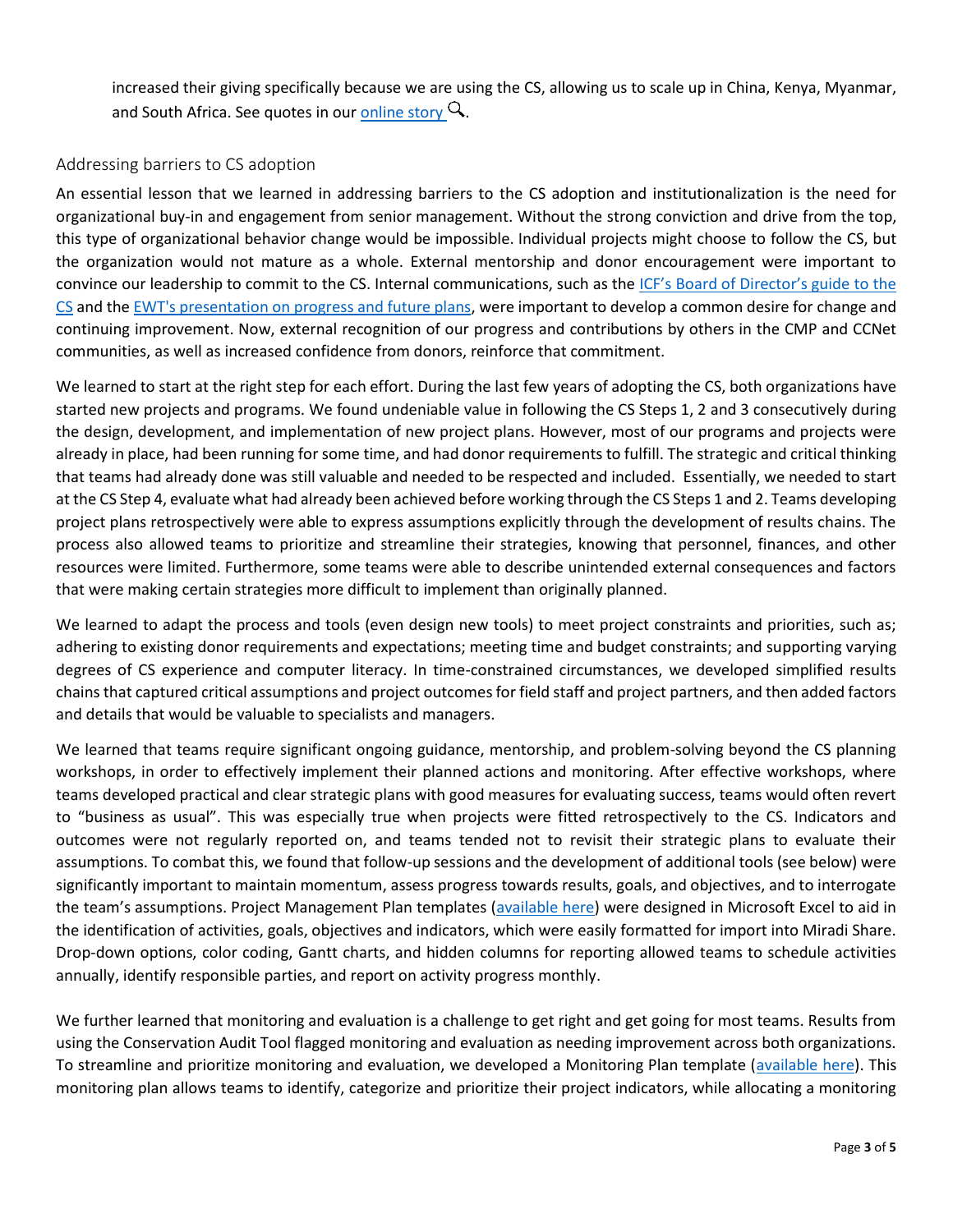increased their giving specifically because we are using the CS, allowing us to scale up in China, Kenya, Myanmar, and South Africa. See quotes in our online story.

### Addressing barriers to CS adoption

An essential lesson that we learned in addressing barriers to the CS adoption and institutionalization is the need for organizational buy-in and engagement from senior management. Without the strong conviction and drive from the top, this type of organizational behavior change would be impossible. Individual projects might choose to follow the CS, but the organization would not mature as a whole. External mentorship and donor encouragement were important to convince our leadership to commit to the CS. Internal communications, such as the ICF's Board of Director's guide to the CS and the EWT's presentation on progress and future plans, were important to develop a common desire for change and continuing improvement. Now, external recognition of our progress and contributions by others in the CMP and CCNet communities, as well as increased confidence from donors, reinforce that commitment.

We learned to start at the right step for each effort. During the last few years of adopting the CS, both organizations have started new projects and programs. We found undeniable value in following the CS Steps 1, 2 and 3 consecutively during the design, development, and implementation of new project plans. However, most of our programs and projects were already in place, had been running for some time, and had donor requirements to fulfill. The strategic and critical thinking that teams had already done was still valuable and needed to be respected and included. Essentially, we needed to start at the CS Step 4, evaluate what had already been achieved before working through the CS Steps 1 and 2. Teams developing project plans retrospectively were able to express assumptions explicitly through the development of results chains. The process also allowed teams to prioritize and streamline their strategies, knowing that personnel, finances, and other resources were limited. Furthermore, some teams were able to describe unintended external consequences and factors that were making certain strategies more difficult to implement than originally planned.

We learned to adapt the process and tools (even design new tools) to meet project constraints and priorities, such as; adhering to existing donor requirements and expectations; meeting time and budget constraints; and supporting varying degrees of CS experience and computer literacy. In time-constrained circumstances, we developed simplified results chains that captured critical assumptions and project outcomes for field staff and project partners, and then added factors and details that would be valuable to specialists and managers.

We learned that teams require significant ongoing guidance, mentorship, and problem-solving beyond the CS planning workshops, in order to effectively implement their planned actions and monitoring. After effective workshops, where teams developed practical and clear strategic plans with good measures for evaluating success, teams would often revert to "business as usual". This was especially true when projects were fitted retrospectively to the CS. Indicators and outcomes were not regularly reported on, and teams tended not to revisit their strategic plans to evaluate their assumptions. To combat this, we found that follow-up sessions and the development of additional tools (see below) were significantly important to maintain momentum, assess progress towards results, goals, and objectives, and to interrogate the team's assumptions. Project Management Plan templates (available here) were designed in Microsoft Excel to aid in the identification of activities, goals, objectives and indicators, which were easily formatted for import into Miradi Share. Drop-down options, color coding, Gantt charts, and hidden columns for reporting allowed teams to schedule activities annually, identify responsible parties, and report on activity progress monthly.

We further learned that monitoring and evaluation is a challenge to get right and get going for most teams. Results from using the Conservation Audit Tool flagged monitoring and evaluation as needing improvement across both organizations. To streamline and prioritize monitoring and evaluation, we developed a Monitoring Plan template (available here). This monitoring plan allows teams to identify, categorize and prioritize their project indicators, while allocating a monitoring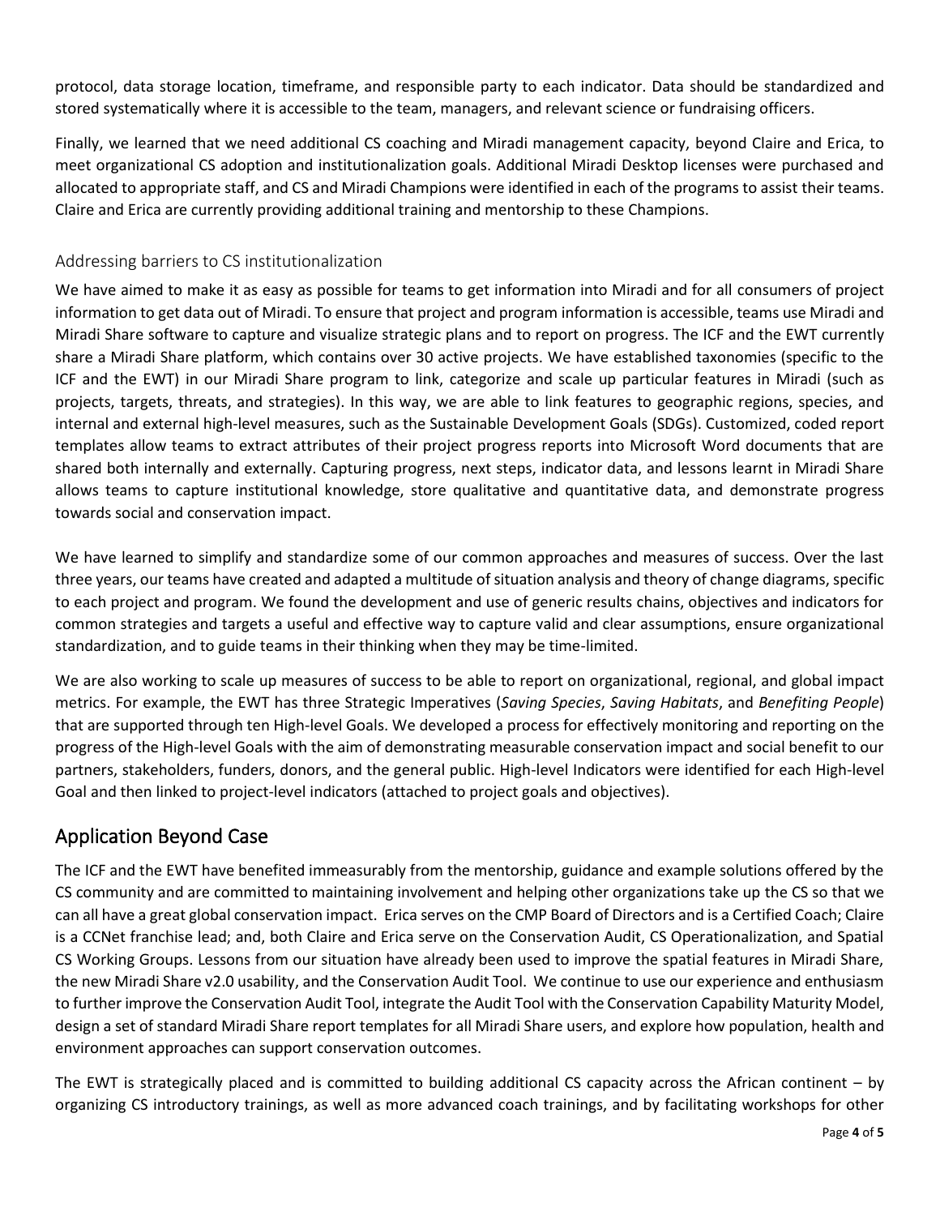protocol, data storage location, timeframe, and responsible party to each indicator. Data should be standardized and stored systematically where it is accessible to the team, managers, and relevant science or fundraising officers.

Finally, we learned that we need additional CS coaching and Miradi management capacity, beyond Claire and Erica, to meet organizational CS adoption and institutionalization goals. Additional Miradi Desktop licenses were purchased and allocated to appropriate staff, and CS and Miradi Champions were identified in each of the programs to assist their teams. Claire and Erica are currently providing additional training and mentorship to these Champions.

### Addressing barriers to CS institutionalization

We have aimed to make it as easy as possible for teams to get information into Miradi and for all consumers of project information to get data out of Miradi. To ensure that project and program information is accessible, teams use Miradi and Miradi Share software to capture and visualize strategic plans and to report on progress. The ICF and the EWT currently share a Miradi Share platform, which contains over 30 active projects. We have established taxonomies (specific to the ICF and the EWT) in our Miradi Share program to link, categorize and scale up particular features in Miradi (such as projects, targets, threats, and strategies). In this way, we are able to link features to geographic regions, species, and internal and external high-level measures, such as the Sustainable Development Goals (SDGs). Customized, coded report templates allow teams to extract attributes of their project progress reports into Microsoft Word documents that are shared both internally and externally. Capturing progress, next steps, indicator data, and lessons learnt in Miradi Share allows teams to capture institutional knowledge, store qualitative and quantitative data, and demonstrate progress towards social and conservation impact.

We have learned to simplify and standardize some of our common approaches and measures of success. Over the last three years, our teams have created and adapted a multitude of situation analysis and theory of change diagrams, specific to each project and program. We found the development and use of generic results chains, objectives and indicators for common strategies and targets a useful and effective way to capture valid and clear assumptions, ensure organizational standardization, and to guide teams in their thinking when they may be time-limited.

We are also working to scale up measures of success to be able to report on organizational, regional, and global impact metrics. For example, the EWT has three Strategic Imperatives (*Saving Species*, *Saving Habitats*, and *Benefiting People*) that are supported through ten High-level Goals. We developed a process for effectively monitoring and reporting on the progress of the High-level Goals with the aim of demonstrating measurable conservation impact and social benefit to our partners, stakeholders, funders, donors, and the general public. High-level Indicators were identified for each High-level Goal and then linked to project-level indicators (attached to project goals and objectives).

## Application Beyond Case

The ICF and the EWT have benefited immeasurably from the mentorship, guidance and example solutions offered by the CS community and are committed to maintaining involvement and helping other organizations take up the CS so that we can all have a great global conservation impact. Erica serves on the CMP Board of Directors and is a Certified Coach; Claire is a CCNet franchise lead; and, both Claire and Erica serve on the Conservation Audit, CS Operationalization, and Spatial CS Working Groups. Lessons from our situation have already been used to improve the spatial features in Miradi Share, the new Miradi Share v2.0 usability, and the Conservation Audit Tool. We continue to use our experience and enthusiasm to further improve the Conservation Audit Tool, integrate the Audit Tool with the Conservation Capability Maturity Model, design a set of standard Miradi Share report templates for all Miradi Share users, and explore how population, health and environment approaches can support conservation outcomes.

The EWT is strategically placed and is committed to building additional CS capacity across the African continent – by organizing CS introductory trainings, as well as more advanced coach trainings, and by facilitating workshops for other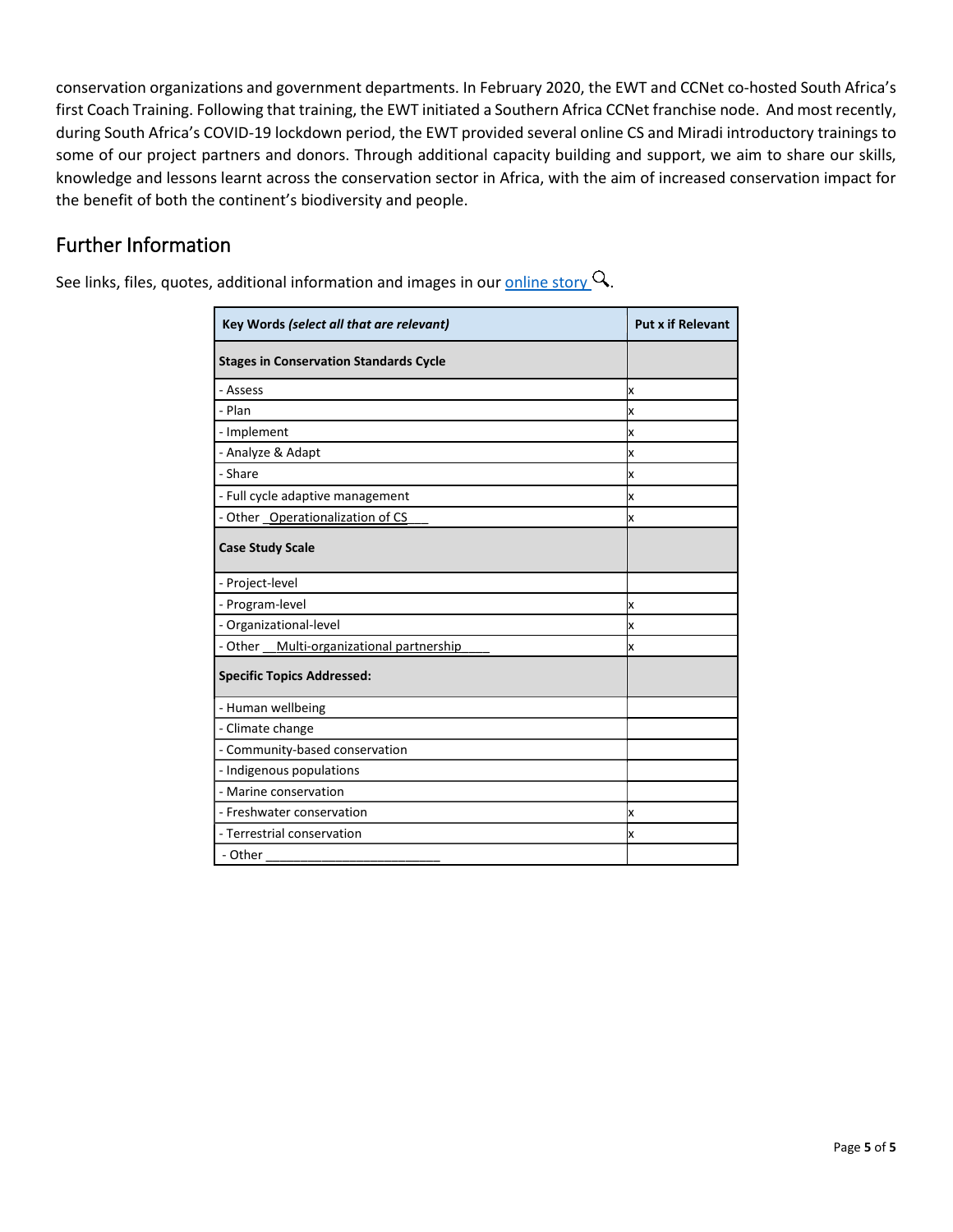conservation organizations and government departments. In February 2020, the EWT and CCNet co-hosted South Africa's first Coach Training. Following that training, the EWT initiated a Southern Africa CCNet franchise node. And most recently, during South Africa's COVID-19 lockdown period, the EWT provided several online CS and Miradi introductory trainings to some of our project partners and donors. Through additional capacity building and support, we aim to share our skills, knowledge and lessons learnt across the conservation sector in Africa, with the aim of increased conservation impact for the benefit of both the continent's biodiversity and people.

## Further Information

See links, files, quotes, additional information and images in our online story.

| Key Words *(select all that are relevant)* | Put x if Relevant |
|---|---|
| **Stages in Conservation Standards Cycle** | |
| - Assess | x |
| - Plan | x |
| - Implement | x |
| - Analyze & Adapt | x |
| - Share | x |
| - Full cycle adaptive management | x |
| - Other _Operationalization of CS___ | x |
| **Case Study Scale** | |
| - Project-level | |
| - Program-level | x |
| - Organizational-level | x |
| - Other __Multi-organizational partnership____ | x |
| **Specific Topics Addressed:** | |
| - Human wellbeing | |
| - Climate change | |
| - Community-based conservation | |
| - Indigenous populations | |
| - Marine conservation | |
| - Freshwater conservation | x |
| - Terrestrial conservation | x |
| - Other ________________________ | |